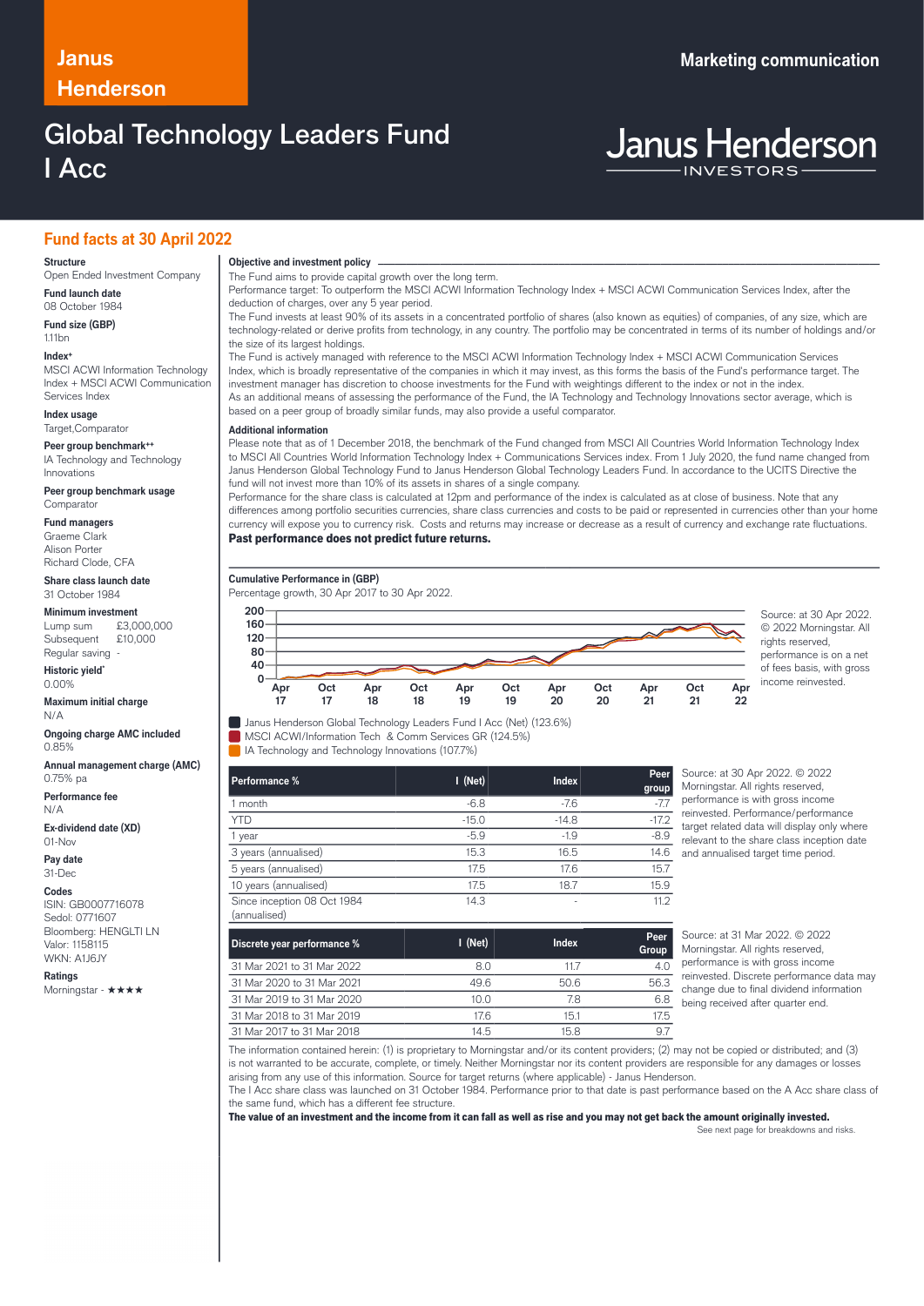Janus Henderson

Marketing communication

# Global Technology Leaders Fund I Acc

Janus Henderson INVESTORS

## Fund facts at 30 April 2022

**Structure**
Open Ended Investment Company

**Fund launch date**
08 October 1984

**Fund size (GBP)**
1.11bn

**Index+**
MSCI ACWI Information Technology Index + MSCI ACWI Communication Services Index

**Index usage**
Target,Comparator

**Peer group benchmark++**
IA Technology and Technology Innovations

**Peer group benchmark usage**
Comparator

**Fund managers**
Graeme Clark
Alison Porter
Richard Clode, CFA

**Share class launch date**
31 October 1984

**Minimum investment**
Lump sum £3,000,000
Subsequent £10,000
Regular saving -

**Historic yield`**
0.00%

**Maximum initial charge**
N/A

**Ongoing charge AMC included**
0.85%

**Annual management charge (AMC)**
0.75% pa

**Performance fee**
N/A

**Ex-dividend date (XD)**
01-Nov

**Pay date**
31-Dec

**Codes**
ISIN: GB0007716078
Sedol: 0771607
Bloomberg: HENGLTI LN
Valor: 1158115
WKN: A1J6JY

**Ratings**
Morningstar - ★★★★

### Objective and investment policy

The Fund aims to provide capital growth over the long term.
Performance target: To outperform the MSCI ACWI Information Technology Index + MSCI ACWI Communication Services Index, after the deduction of charges, over any 5 year period.
The Fund invests at least 90% of its assets in a concentrated portfolio of shares (also known as equities) of companies, of any size, which are technology-related or derive profits from technology, in any country. The portfolio may be concentrated in terms of its number of holdings and/or the size of its largest holdings.
The Fund is actively managed with reference to the MSCI ACWI Information Technology Index + MSCI ACWI Communication Services Index, which is broadly representative of the companies in which it may invest, as this forms the basis of the Fund's performance target. The investment manager has discretion to choose investments for the Fund with weightings different to the index or not in the index.
As an additional means of assessing the performance of the Fund, the IA Technology and Technology Innovations sector average, which is based on a peer group of broadly similar funds, may also provide a useful comparator.

### Additional information

Please note that as of 1 December 2018, the benchmark of the Fund changed from MSCI All Countries World Information Technology Index to MSCI All Countries World Information Technology Index + Communications Services index. From 1 July 2020, the fund name changed from Janus Henderson Global Technology Fund to Janus Henderson Global Technology Leaders Fund. In accordance to the UCITS Directive the fund will not invest more than 10% of its assets in shares of a single company.
Performance for the share class is calculated at 12pm and performance of the index is calculated as at close of business. Note that any differences among portfolio securities currencies, share class currencies and costs to be paid or represented in currencies other than your home currency will expose you to currency risk. Costs and returns may increase or decrease as a result of currency and exchange rate fluctuations.
**Past performance does not predict future returns.**

### Cumulative Performance in (GBP)

Percentage growth, 30 Apr 2017 to 30 Apr 2022.

Source: at 30 Apr 2022. © 2022 Morningstar. All rights reserved, performance is on a net of fees basis, with gross income reinvested.

- Janus Henderson Global Technology Leaders Fund I Acc (Net) (123.6%)
- MSCI ACWI/Information Tech & Comm Services GR (124.5%)
- IA Technology and Technology Innovations (107.7%)

| Performance % | I (Net) | Index | Peer group |
|---|---|---|---|
| 1 month | -6.8 | -7.6 | -7.7 |
| YTD | -15.0 | -14.8 | -17.2 |
| 1 year | -5.9 | -1.9 | -8.9 |
| 3 years (annualised) | 15.3 | 16.5 | 14.6 |
| 5 years (annualised) | 17.5 | 17.6 | 15.7 |
| 10 years (annualised) | 17.5 | 18.7 | 15.9 |
| Since inception 08 Oct 1984 (annualised) | 14.3 | - | 11.2 |

Source: at 30 Apr 2022. © 2022 Morningstar. All rights reserved, performance is with gross income reinvested. Performance/performance target related data will display only where relevant to the share class inception date and annualised target time period.

| Discrete year performance % | I (Net) | Index | Peer Group |
|---|---|---|---|
| 31 Mar 2021 to 31 Mar 2022 | 8.0 | 11.7 | 4.0 |
| 31 Mar 2020 to 31 Mar 2021 | 49.6 | 50.6 | 56.3 |
| 31 Mar 2019 to 31 Mar 2020 | 10.0 | 7.8 | 6.8 |
| 31 Mar 2018 to 31 Mar 2019 | 17.6 | 15.1 | 17.5 |
| 31 Mar 2017 to 31 Mar 2018 | 14.5 | 15.8 | 9.7 |

Source: at 31 Mar 2022. © 2022 Morningstar. All rights reserved, performance is with gross income reinvested. Discrete performance data may change due to final dividend information being received after quarter end.

The information contained herein: (1) is proprietary to Morningstar and/or its content providers; (2) may not be copied or distributed; and (3) is not warranted to be accurate, complete, or timely. Neither Morningstar nor its content providers are responsible for any damages or losses arising from any use of this information. Source for target returns (where applicable) - Janus Henderson.
The I Acc share class was launched on 31 October 1984. Performance prior to that date is past performance based on the A Acc share class of the same fund, which has a different fee structure.
**The value of an investment and the income from it can fall as well as rise and you may not get back the amount originally invested.**

See next page for breakdowns and risks.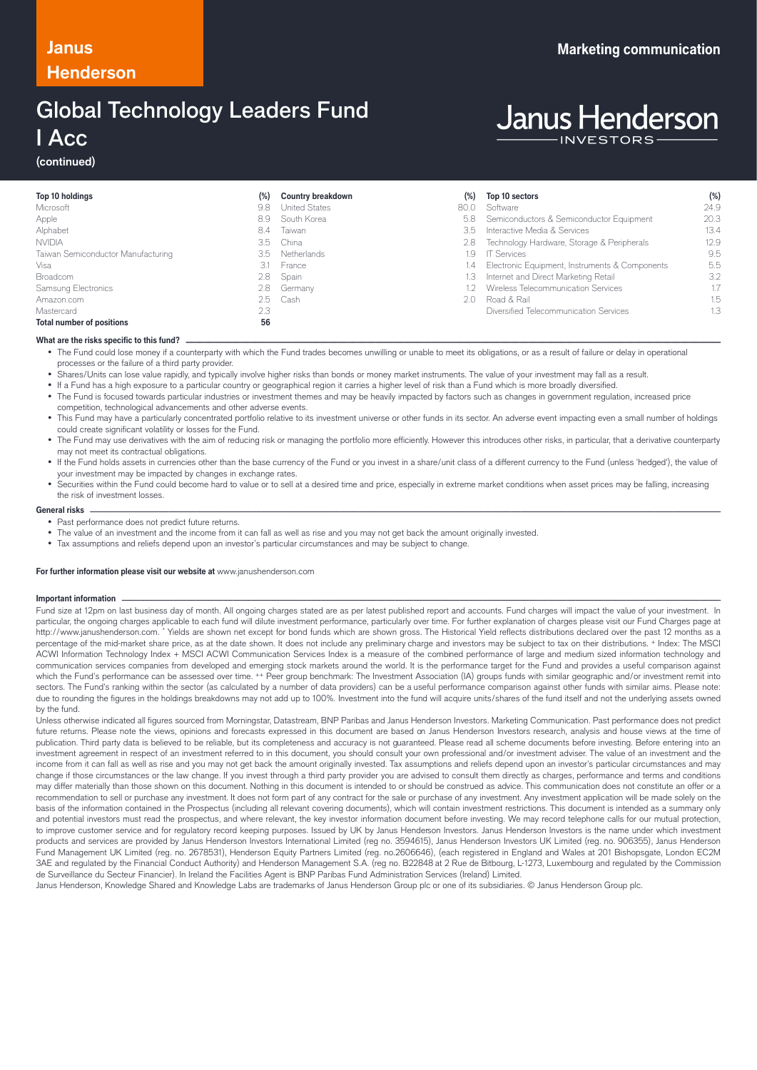Janus Henderson

Marketing communication

# Global Technology Leaders Fund I Acc

(continued)

Janus Henderson INVESTORS

| Top 10 holdings | (%) |
|---|---|
| Microsoft | 9.8 |
| Apple | 8.9 |
| Alphabet | 8.4 |
| NVIDIA | 3.5 |
| Taiwan Semiconductor Manufacturing | 3.5 |
| Visa | 3.1 |
| Broadcom | 2.8 |
| Samsung Electronics | 2.8 |
| Amazon.com | 2.5 |
| Mastercard | 2.3 |
| **Total number of positions** | **56** |

| Country breakdown | (%) |
|---|---|
| United States | 80.0 |
| South Korea | 5.8 |
| Taiwan | 3.5 |
| China | 2.8 |
| Netherlands | 1.9 |
| France | 1.4 |
| Spain | 1.3 |
| Germany | 1.2 |
| Cash | 2.0 |

| Top 10 sectors | (%) |
|---|---|
| Software | 24.9 |
| Semiconductors & Semiconductor Equipment | 20.3 |
| Interactive Media & Services | 13.4 |
| Technology Hardware, Storage & Peripherals | 12.9 |
| IT Services | 9.5 |
| Electronic Equipment, Instruments & Components | 5.5 |
| Internet and Direct Marketing Retail | 3.2 |
| Wireless Telecommunication Services | 1.7 |
| Road & Rail | 1.5 |
| Diversified Telecommunication Services | 1.3 |

### What are the risks specific to this fund?

- The Fund could lose money if a counterparty with which the Fund trades becomes unwilling or unable to meet its obligations, or as a result of failure or delay in operational processes or the failure of a third party provider.
- Shares/Units can lose value rapidly, and typically involve higher risks than bonds or money market instruments. The value of your investment may fall as a result.
- If a Fund has a high exposure to a particular country or geographical region it carries a higher level of risk than a Fund which is more broadly diversified.
- The Fund is focused towards particular industries or investment themes and may be heavily impacted by factors such as changes in government regulation, increased price competition, technological advancements and other adverse events.
- This Fund may have a particularly concentrated portfolio relative to its investment universe or other funds in its sector. An adverse event impacting even a small number of holdings could create significant volatility or losses for the Fund.
- The Fund may use derivatives with the aim of reducing risk or managing the portfolio more efficiently. However this introduces other risks, in particular, that a derivative counterparty may not meet its contractual obligations.
- If the Fund holds assets in currencies other than the base currency of the Fund or you invest in a share/unit class of a different currency to the Fund (unless 'hedged'), the value of your investment may be impacted by changes in exchange rates.
- Securities within the Fund could become hard to value or to sell at a desired time and price, especially in extreme market conditions when asset prices may be falling, increasing the risk of investment losses.

### General risks

- Past performance does not predict future returns.
- The value of an investment and the income from it can fall as well as rise and you may not get back the amount originally invested.
- Tax assumptions and reliefs depend upon an investor's particular circumstances and may be subject to change.

**For further information please visit our website at** www.janushenderson.com

### Important information

Fund size at 12pm on last business day of month. All ongoing charges stated are as per latest published report and accounts. Fund charges will impact the value of your investment. In particular, the ongoing charges applicable to each fund will dilute investment performance, particularly over time. For further explanation of charges please visit our Fund Charges page at http://www.janushenderson.com. * Yields are shown net except for bond funds which are shown gross. The Historical Yield reflects distributions declared over the past 12 months as a percentage of the mid-market share price, as at the date shown. It does not include any preliminary charge and investors may be subject to tax on their distributions. + Index: The MSCI ACWI Information Technology Index + MSCI ACWI Communication Services Index is a measure of the combined performance of large and medium sized information technology and communication services companies from developed and emerging stock markets around the world. It is the performance target for the Fund and provides a useful comparison against which the Fund's performance can be assessed over time. ++ Peer group benchmark: The Investment Association (IA) groups funds with similar geographic and/or investment remit into sectors. The Fund's ranking within the sector (as calculated by a number of data providers) can be a useful performance comparison against other funds with similar aims. Please note: due to rounding the figures in the holdings breakdowns may not add up to 100%. Investment into the fund will acquire units/shares of the fund itself and not the underlying assets owned by the fund.

Unless otherwise indicated all figures sourced from Morningstar, Datastream, BNP Paribas and Janus Henderson Investors. Marketing Communication. Past performance does not predict future returns. Please note the views, opinions and forecasts expressed in this document are based on Janus Henderson Investors research, analysis and house views at the time of publication. Third party data is believed to be reliable, but its completeness and accuracy is not guaranteed. Please read all scheme documents before investing. Before entering into an investment agreement in respect of an investment referred to in this document, you should consult your own professional and/or investment adviser. The value of an investment and the income from it can fall as well as rise and you may not get back the amount originally invested. Tax assumptions and reliefs depend upon an investor's particular circumstances and may change if those circumstances or the law change. If you invest through a third party provider you are advised to consult them directly as charges, performance and terms and conditions may differ materially than those shown on this document. Nothing in this document is intended to or should be construed as advice. This communication does not constitute an offer or a recommendation to sell or purchase any investment. It does not form part of any contract for the sale or purchase of any investment. Any investment application will be made solely on the basis of the information contained in the Prospectus (including all relevant covering documents), which will contain investment restrictions. This document is intended as a summary only and potential investors must read the prospectus, and where relevant, the key investor information document before investing. We may record telephone calls for our mutual protection, to improve customer service and for regulatory record keeping purposes. Issued by UK by Janus Henderson Investors. Janus Henderson Investors is the name under which investment products and services are provided by Janus Henderson Investors International Limited (reg no. 3594615), Janus Henderson Investors UK Limited (reg. no. 906355), Janus Henderson Fund Management UK Limited (reg. no. 2678531), Henderson Equity Partners Limited (reg. no.2606646), (each registered in England and Wales at 201 Bishopsgate, London EC2M 3AE and regulated by the Financial Conduct Authority) and Henderson Management S.A. (reg no. B22848 at 2 Rue de Bitbourg, L-1273, Luxembourg and regulated by the Commission de Surveillance du Secteur Financier). In Ireland the Facilities Agent is BNP Paribas Fund Administration Services (Ireland) Limited.

Janus Henderson, Knowledge Shared and Knowledge Labs are trademarks of Janus Henderson Group plc or one of its subsidiaries. © Janus Henderson Group plc.